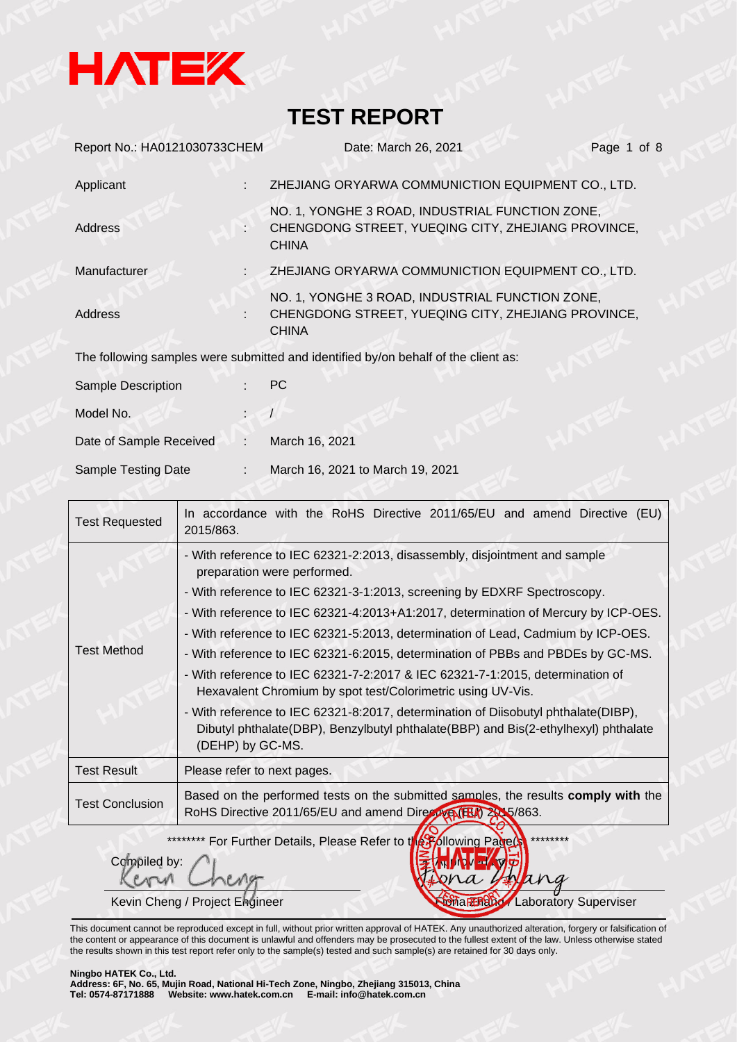HATEK

# TEST REPORT

Report No.: HA0121030733CHEM   Date: March 26, 2021

| | | |
|---|---|---|
| Applicant | : | ZHEJIANG ORYARWA COMMUNICTION EQUIPMENT CO., LTD. |
| Address | : | NO. 1, YONGHE 3 ROAD, INDUSTRIAL FUNCTION ZONE, CHENGDONG STREET, YUEQING CITY, ZHEJIANG PROVINCE, CHINA |
| Manufacturer | : | ZHEJIANG ORYARWA COMMUNICTION EQUIPMENT CO., LTD. |
| Address | : | NO. 1, YONGHE 3 ROAD, INDUSTRIAL FUNCTION ZONE, CHENGDONG STREET, YUEQING CITY, ZHEJIANG PROVINCE, CHINA |

The following samples were submitted and identified by/on behalf of the client as:

| | | |
|---|---|---|
| Sample Description | : | PC |
| Model No. | : | / |
| Date of Sample Received | : | March 16, 2021 |
| Sample Testing Date | : | March 16, 2021 to March 19, 2021 |

| | |
|---|---|
| Test Requested | In accordance with the RoHS Directive 2011/65/EU and amend Directive (EU) 2015/863. |
| Test Method | - With reference to IEC 62321-2:2013, disassembly, disjointment and sample preparation were performed.<br>- With reference to IEC 62321-3-1:2013, screening by EDXRF Spectroscopy.<br>- With reference to IEC 62321-4:2013+A1:2017, determination of Mercury by ICP-OES.<br>- With reference to IEC 62321-5:2013, determination of Lead, Cadmium by ICP-OES.<br>- With reference to IEC 62321-6:2015, determination of PBBs and PBDEs by GC-MS.<br>- With reference to IEC 62321-7-2:2017 & IEC 62321-7-1:2015, determination of Hexavalent Chromium by spot test/Colorimetric using UV-Vis.<br>- With reference to IEC 62321-8:2017, determination of Diisobutyl phthalate(DIBP), Dibutyl phthalate(DBP), Benzylbutyl phthalate(BBP) and Bis(2-ethylhexyl) phthalate (DEHP) by GC-MS. |
| Test Result | Please refer to next pages. |
| Test Conclusion | Based on the performed tests on the submitted samples, the results **comply with** the RoHS Directive 2011/65/EU and amend Directive (EU) 2015/863. |

******** For Further Details, Please Refer to the Following Page(s) ********

Compiled by: Kevin Cheng / Project Engineer

Approved by: Fiona Zhang / Laboratory Superviser

This document cannot be reproduced except in full, without prior written approval of HATEK. Any unauthorized alteration, forgery or falsification of the content or appearance of this document is unlawful and offenders may be prosecuted to the fullest extent of the law. Unless otherwise stated the results shown in this test report refer only to the sample(s) tested and such sample(s) are retained for 30 days only.

**Ningbo HATEK Co., Ltd.**
**Address: 6F, No. 65, Mujin Road, National Hi-Tech Zone, Ningbo, Zhejiang 315013, China**
**Tel: 0574-87171888  Website: www.hatek.com.cn  E-mail: info@hatek.com.cn**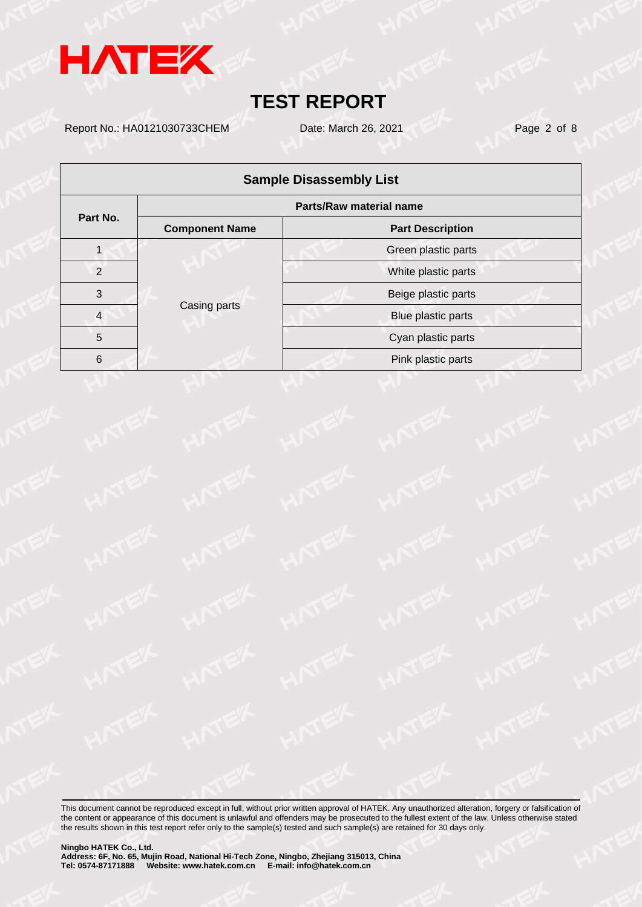# TEST REPORT

Report No.: HA0121030733CHEM    Date: March 26, 2021

| Sample Disassembly List | | |
|---|---|---|
| Part No. | Parts/Raw material name | |
| | Component Name | Part Description |
| 1 | Casing parts | Green plastic parts |
| 2 | | White plastic parts |
| 3 | | Beige plastic parts |
| 4 | | Blue plastic parts |
| 5 | | Cyan plastic parts |
| 6 | | Pink plastic parts |

This document cannot be reproduced except in full, without prior written approval of HATEK. Any unauthorized alteration, forgery or falsification of the content or appearance of this document is unlawful and offenders may be prosecuted to the fullest extent of the law. Unless otherwise stated the results shown in this test report refer only to the sample(s) tested and such sample(s) are retained for 30 days only.

**Ningbo HATEK Co., Ltd.**
**Address: 6F, No. 65, Mujin Road, National Hi-Tech Zone, Ningbo, Zhejiang 315013, China**
**Tel: 0574-87171888 Website: www.hatek.com.cn E-mail: info@hatek.com.cn**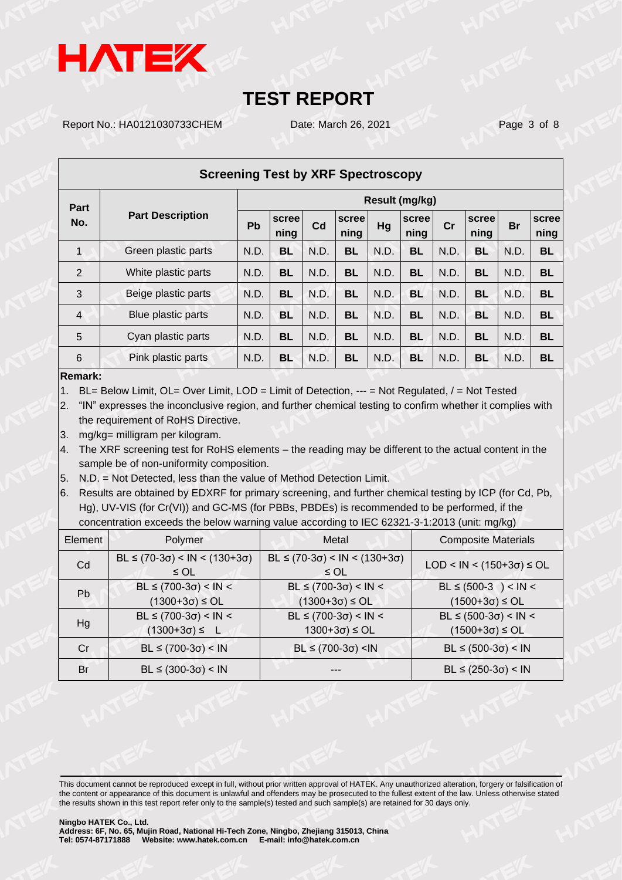## TEST REPORT

Report No.: HA0121030733CHEM    Date: March 26, 2021

### Screening Test by XRF Spectroscopy

| Part No. | Part Description | Result (mg/kg) | | | | | | | | | |
|---|---|---|---|---|---|---|---|---|---|---|---|
| | | Pb | screening | Cd | screening | Hg | screening | Cr | screening | Br | screening |
| 1 | Green plastic parts | N.D. | **BL** | N.D. | **BL** | N.D. | **BL** | N.D. | **BL** | N.D. | **BL** |
| 2 | White plastic parts | N.D. | **BL** | N.D. | **BL** | N.D. | **BL** | N.D. | **BL** | N.D. | **BL** |
| 3 | Beige plastic parts | N.D. | **BL** | N.D. | **BL** | N.D. | **BL** | N.D. | **BL** | N.D. | **BL** |
| 4 | Blue plastic parts | N.D. | **BL** | N.D. | **BL** | N.D. | **BL** | N.D. | **BL** | N.D. | **BL** |
| 5 | Cyan plastic parts | N.D. | **BL** | N.D. | **BL** | N.D. | **BL** | N.D. | **BL** | N.D. | **BL** |
| 6 | Pink plastic parts | N.D. | **BL** | N.D. | **BL** | N.D. | **BL** | N.D. | **BL** | N.D. | **BL** |

**Remark:**

1. BL= Below Limit, OL= Over Limit, LOD = Limit of Detection, --- = Not Regulated, / = Not Tested
2. "IN" expresses the inconclusive region, and further chemical testing to confirm whether it complies with the requirement of RoHS Directive.
3. mg/kg= milligram per kilogram.
4. The XRF screening test for RoHS elements – the reading may be different to the actual content in the sample be of non-uniformity composition.
5. N.D. = Not Detected, less than the value of Method Detection Limit.
6. Results are obtained by EDXRF for primary screening, and further chemical testing by ICP (for Cd, Pb, Hg), UV-VIS (for Cr(VI)) and GC-MS (for PBBs, PBDEs) is recommended to be performed, if the concentration exceeds the below warning value according to IEC 62321-3-1:2013 (unit: mg/kg)

| Element | Polymer | Metal | Composite Materials |
|---|---|---|---|
| Cd | BL ≤ (70-3σ) < IN < (130+3σ) ≤ OL | BL ≤ (70-3σ) < IN < (130+3σ) ≤ OL | LOD < IN < (150+3σ) ≤ OL |
| Pb | BL ≤ (700-3σ) < IN < (1300+3σ) ≤ OL | BL ≤ (700-3σ) < IN < (1300+3σ) ≤ OL | BL ≤ (500-3 ) < IN < (1500+3σ) ≤ OL |
| Hg | BL ≤ (700-3σ) < IN < (1300+3σ) ≤ L | BL ≤ (700-3σ) < IN < 1300+3σ) ≤ OL | BL ≤ (500-3σ) < IN < (1500+3σ) ≤ OL |
| Cr | BL ≤ (700-3σ) < IN | BL ≤ (700-3σ) <IN | BL ≤ (500-3σ) < IN |
| Br | BL ≤ (300-3σ) < IN | --- | BL ≤ (250-3σ) < IN |

This document cannot be reproduced except in full, without prior written approval of HATEK. Any unauthorized alteration, forgery or falsification of the content or appearance of this document is unlawful and offenders may be prosecuted to the fullest extent of the law. Unless otherwise stated the results shown in this test report refer only to the sample(s) tested and such sample(s) are retained for 30 days only.

**Ningbo HATEK Co., Ltd.**
**Address: 6F, No. 65, Mujin Road, National Hi-Tech Zone, Ningbo, Zhejiang 315013, China**
**Tel: 0574-87171888 Website: www.hatek.com.cn E-mail: info@hatek.com.cn**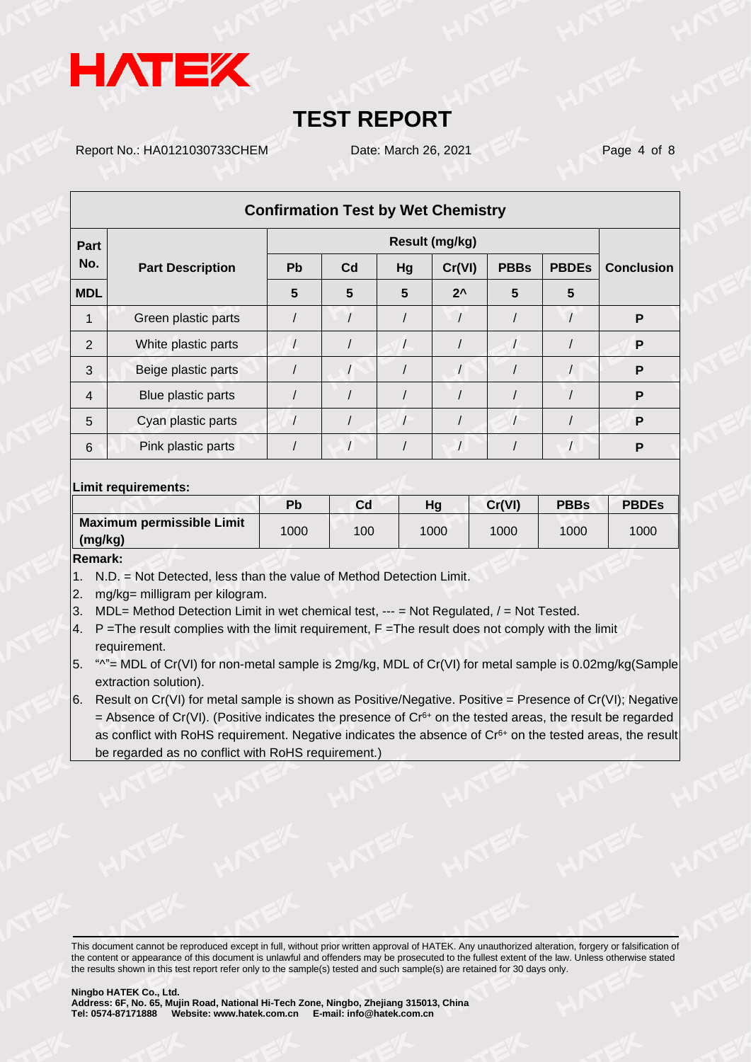# TEST REPORT

Report No.: HA0121030733CHEM    Date: March 26, 2021

## Confirmation Test by Wet Chemistry

| Part No. | Part Description | Result (mg/kg) | | | | | | Conclusion |
|---|---|---|---|---|---|---|---|---|
| | | Pb | Cd | Hg | Cr(VI) | PBBs | PBDEs | |
| MDL | | 5 | 5 | 5 | 2^ | 5 | 5 | |
| 1 | Green plastic parts | / | / | / | / | / | / | P |
| 2 | White plastic parts | / | / | / | / | / | / | P |
| 3 | Beige plastic parts | / | / | / | / | / | / | P |
| 4 | Blue plastic parts | / | / | / | / | / | / | P |
| 5 | Cyan plastic parts | / | / | / | / | / | / | P |
| 6 | Pink plastic parts | / | / | / | / | / | / | P |

**Limit requirements:**

| | Pb | Cd | Hg | Cr(VI) | PBBs | PBDEs |
|---|---|---|---|---|---|---|
| **Maximum permissible Limit (mg/kg)** | 1000 | 100 | 1000 | 1000 | 1000 | 1000 |

**Remark:**

1. N.D. = Not Detected, less than the value of Method Detection Limit.
2. mg/kg= milligram per kilogram.
3. MDL= Method Detection Limit in wet chemical test, --- = Not Regulated, / = Not Tested.
4. P =The result complies with the limit requirement, F =The result does not comply with the limit requirement.
5. "^"= MDL of Cr(VI) for non-metal sample is 2mg/kg, MDL of Cr(VI) for metal sample is 0.02mg/kg(Sample extraction solution).
6. Result on Cr(VI) for metal sample is shown as Positive/Negative. Positive = Presence of Cr(VI); Negative = Absence of Cr(VI). (Positive indicates the presence of $Cr^{6+}$ on the tested areas, the result be regarded as conflict with RoHS requirement. Negative indicates the absence of $Cr^{6+}$ on the tested areas, the result be regarded as no conflict with RoHS requirement.)

This document cannot be reproduced except in full, without prior written approval of HATEK. Any unauthorized alteration, forgery or falsification of the content or appearance of this document is unlawful and offenders may be prosecuted to the fullest extent of the law. Unless otherwise stated the results shown in this test report refer only to the sample(s) tested and such sample(s) are retained for 30 days only.

**Ningbo HATEK Co., Ltd.**
**Address: 6F, No. 65, Mujin Road, National Hi-Tech Zone, Ningbo, Zhejiang 315013, China**
**Tel: 0574-87171888 Website: www.hatek.com.cn E-mail: info@hatek.com.cn**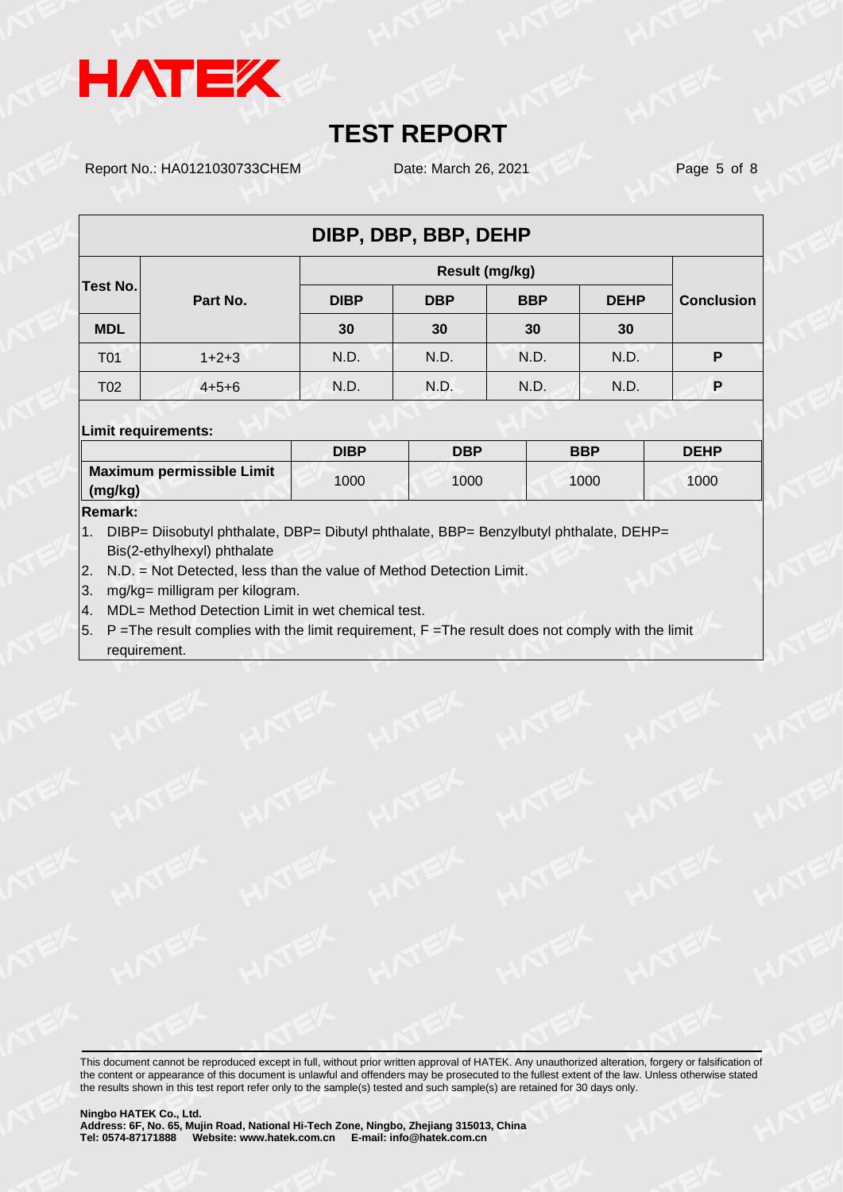# TEST REPORT

Report No.: HA0121030733CHEM    Date: March 26, 2021

## DIBP, DBP, BBP, DEHP

| Test No. | Part No. | Result (mg/kg) | | | | Conclusion |
|---|---|---|---|---|---|---|
| | | DIBP | DBP | BBP | DEHP | |
| **MDL** | | **30** | **30** | **30** | **30** | |
| T01 | 1+2+3 | N.D. | N.D. | N.D. | N.D. | **P** |
| T02 | 4+5+6 | N.D. | N.D. | N.D. | N.D. | **P** |

**Limit requirements:**

| | DIBP | DBP | BBP | DEHP |
|---|---|---|---|---|
| **Maximum permissible Limit (mg/kg)** | 1000 | 1000 | 1000 | 1000 |

**Remark:**

1. DIBP= Diisobutyl phthalate, DBP= Dibutyl phthalate, BBP= Benzylbutyl phthalate, DEHP= Bis(2-ethylhexyl) phthalate
2. N.D. = Not Detected, less than the value of Method Detection Limit.
3. mg/kg= milligram per kilogram.
4. MDL= Method Detection Limit in wet chemical test.
5. P =The result complies with the limit requirement, F =The result does not comply with the limit requirement.

This document cannot be reproduced except in full, without prior written approval of HATEK. Any unauthorized alteration, forgery or falsification of the content or appearance of this document is unlawful and offenders may be prosecuted to the fullest extent of the law. Unless otherwise stated the results shown in this test report refer only to the sample(s) tested and such sample(s) are retained for 30 days only.

**Ningbo HATEK Co., Ltd.**
**Address: 6F, No. 65, Mujin Road, National Hi-Tech Zone, Ningbo, Zhejiang 315013, China**
**Tel: 0574-87171888    Website: www.hatek.com.cn    E-mail: info@hatek.com.cn**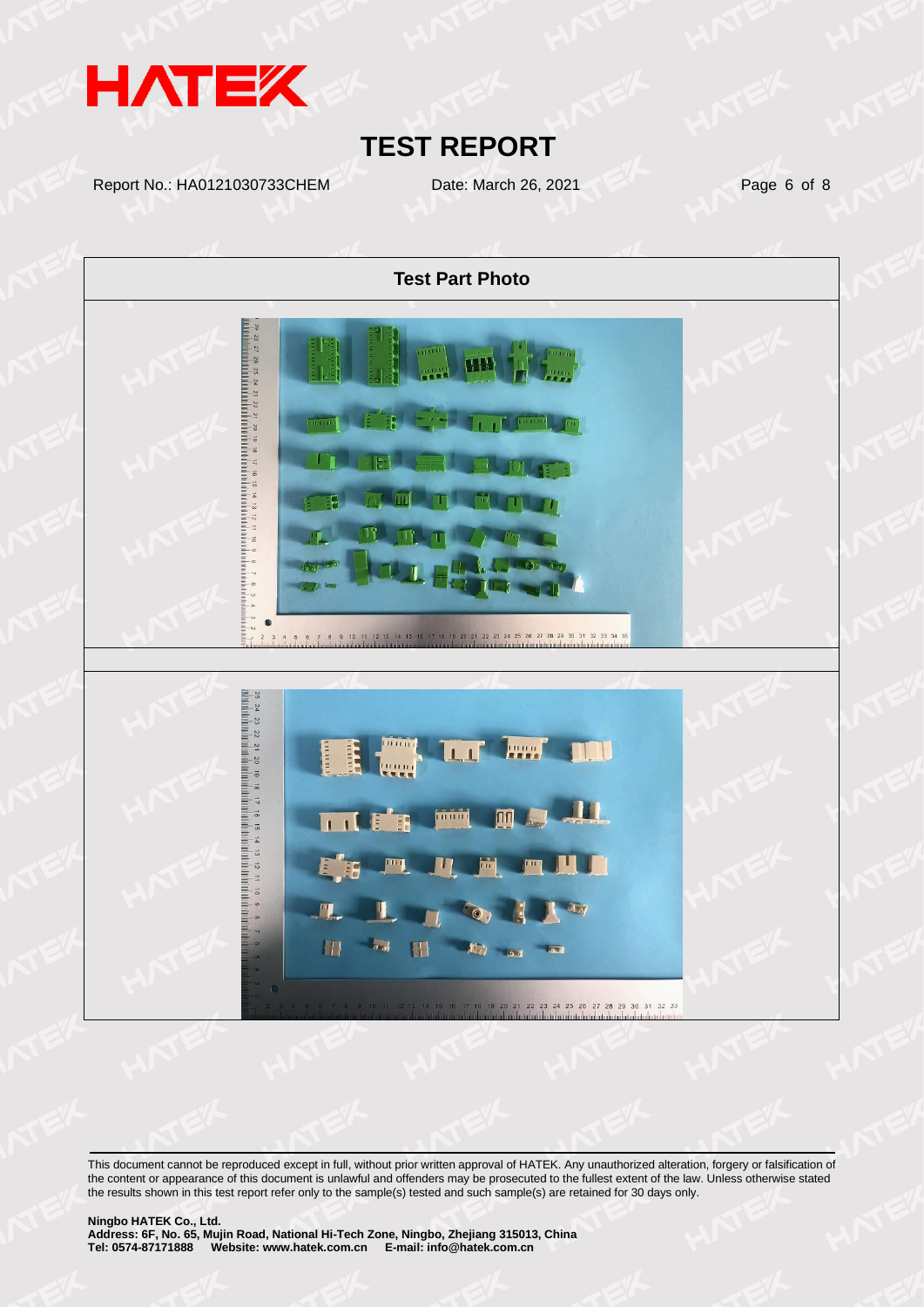## Test Part Photo

This document cannot be reproduced except in full, without prior written approval of HATEK. Any unauthorized alteration, forgery or falsification of the content or appearance of this document is unlawful and offenders may be prosecuted to the fullest extent of the law. Unless otherwise stated the results shown in this test report refer only to the sample(s) tested and such sample(s) are retained for 30 days only.

**Ningbo HATEK Co., Ltd.**
**Address: 6F, No. 65, Mujin Road, National Hi-Tech Zone, Ningbo, Zhejiang 315013, China**
**Tel: 0574-87171888 Website: www.hatek.com.cn E-mail: info@hatek.com.cn**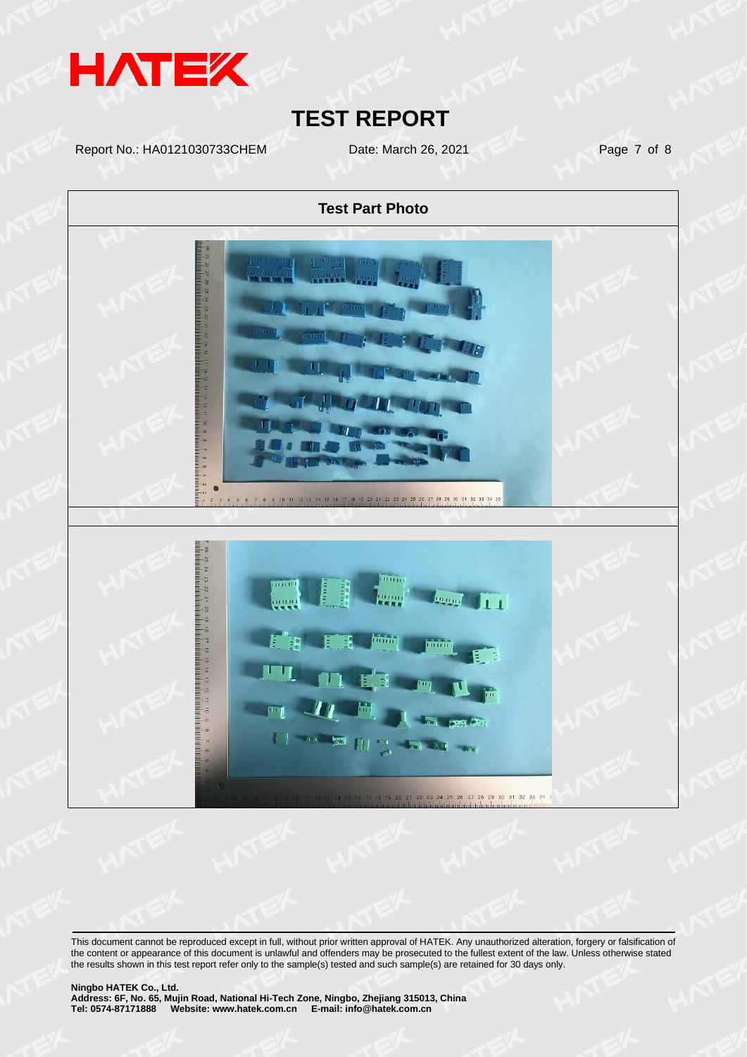## Test Part Photo

This document cannot be reproduced except in full, without prior written approval of HATEK. Any unauthorized alteration, forgery or falsification of the content or appearance of this document is unlawful and offenders may be prosecuted to the fullest extent of the law. Unless otherwise stated the results shown in this test report refer only to the sample(s) tested and such sample(s) are retained for 30 days only.

**Ningbo HATEK Co., Ltd.**
**Address: 6F, No. 65, Mujin Road, National Hi-Tech Zone, Ningbo, Zhejiang 315013, China**
**Tel: 0574-87171888 Website: www.hatek.com.cn E-mail: info@hatek.com.cn**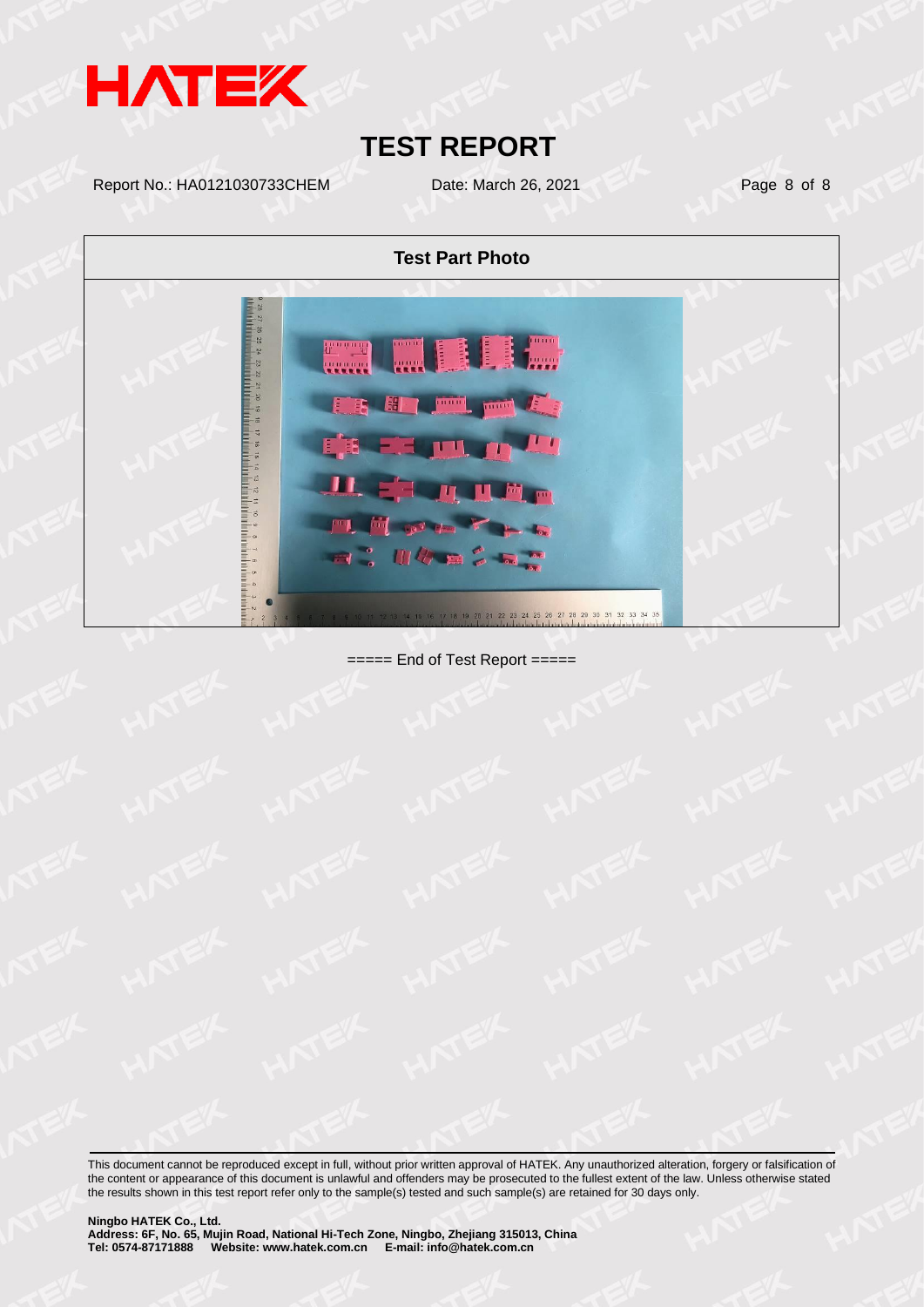# TEST REPORT

Report No.: HA0121030733CHEM Date: March 26, 2021

**Test Part Photo**

===== End of Test Report =====

This document cannot be reproduced except in full, without prior written approval of HATEK. Any unauthorized alteration, forgery or falsification of the content or appearance of this document is unlawful and offenders may be prosecuted to the fullest extent of the law. Unless otherwise stated the results shown in this test report refer only to the sample(s) tested and such sample(s) are retained for 30 days only.

**Ningbo HATEK Co., Ltd.**
**Address: 6F, No. 65, Mujin Road, National Hi-Tech Zone, Ningbo, Zhejiang 315013, China**
**Tel: 0574-87171888 Website: www.hatek.com.cn E-mail: info@hatek.com.cn**